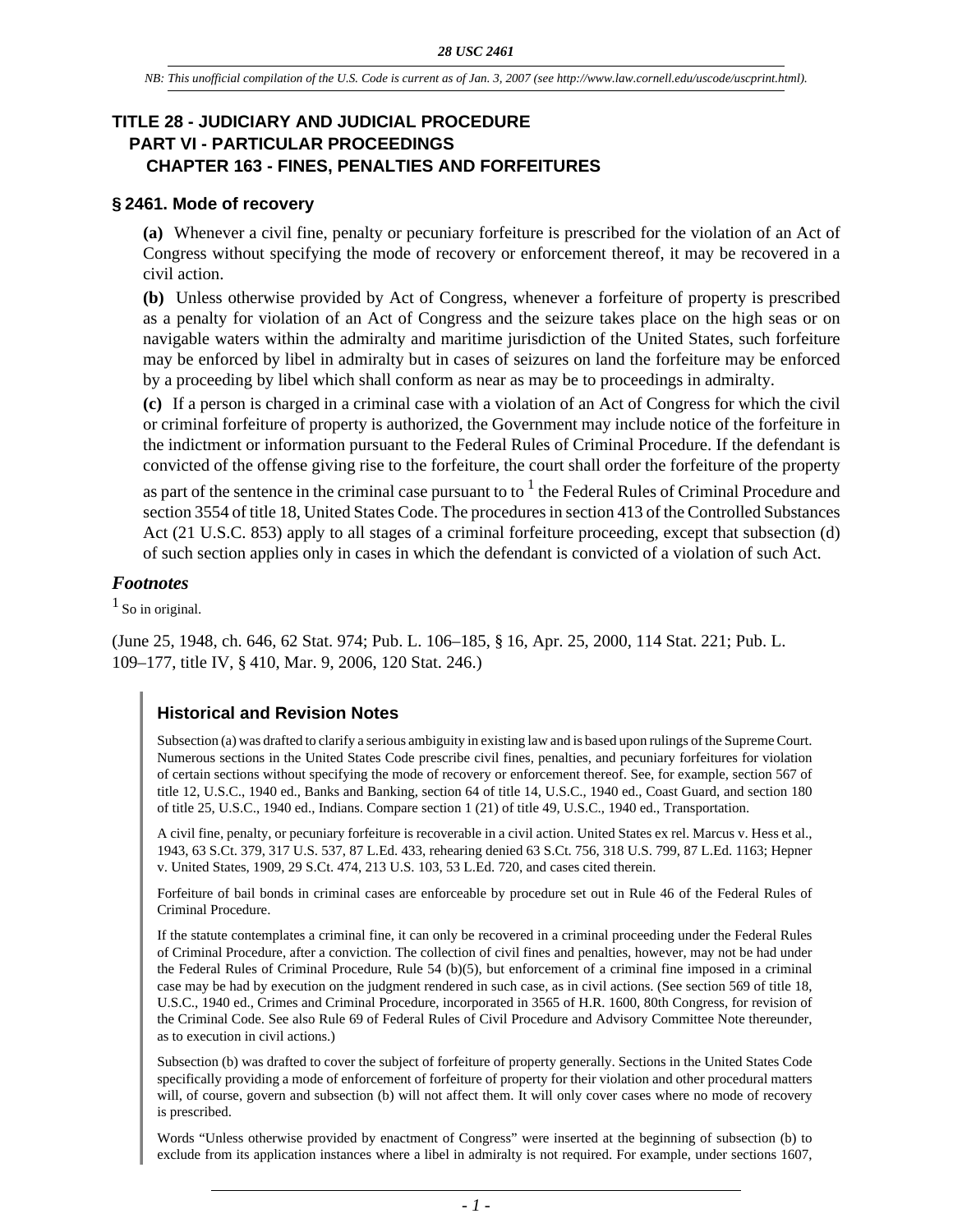NB: This unofficial compilation of the U.S. Code is current as of Jan. 3, 2007 (see http://www.law.cornell.edu/uscode/uscprint.html).

# TITLE 28 - JUDICIARY AND JUDICIAL PROCEDURE
## PART VI - PARTICULAR PROCEEDINGS
### CHAPTER 163 - FINES, PENALTIES AND FORFEITURES

### § 2461. Mode of recovery

**(a)** Whenever a civil fine, penalty or pecuniary forfeiture is prescribed for the violation of an Act of Congress without specifying the mode of recovery or enforcement thereof, it may be recovered in a civil action.

**(b)** Unless otherwise provided by Act of Congress, whenever a forfeiture of property is prescribed as a penalty for violation of an Act of Congress and the seizure takes place on the high seas or on navigable waters within the admiralty and maritime jurisdiction of the United States, such forfeiture may be enforced by libel in admiralty but in cases of seizures on land the forfeiture may be enforced by a proceeding by libel which shall conform as near as may be to proceedings in admiralty.

**(c)** If a person is charged in a criminal case with a violation of an Act of Congress for which the civil or criminal forfeiture of property is authorized, the Government may include notice of the forfeiture in the indictment or information pursuant to the Federal Rules of Criminal Procedure. If the defendant is convicted of the offense giving rise to the forfeiture, the court shall order the forfeiture of the property as part of the sentence in the criminal case pursuant to to [1] the Federal Rules of Criminal Procedure and section 3554 of title 18, United States Code. The procedures in section 413 of the Controlled Substances Act (21 U.S.C. 853) apply to all stages of a criminal forfeiture proceeding, except that subsection (d) of such section applies only in cases in which the defendant is convicted of a violation of such Act.

### *Footnotes*

[1] So in original.

(June 25, 1948, ch. 646, 62 Stat. 974; Pub. L. 106–185, § 16, Apr. 25, 2000, 114 Stat. 221; Pub. L. 109–177, title IV, § 410, Mar. 9, 2006, 120 Stat. 246.)

#### Historical and Revision Notes

Subsection (a) was drafted to clarify a serious ambiguity in existing law and is based upon rulings of the Supreme Court. Numerous sections in the United States Code prescribe civil fines, penalties, and pecuniary forfeitures for violation of certain sections without specifying the mode of recovery or enforcement thereof. See, for example, section 567 of title 12, U.S.C., 1940 ed., Banks and Banking, section 64 of title 14, U.S.C., 1940 ed., Coast Guard, and section 180 of title 25, U.S.C., 1940 ed., Indians. Compare section 1 (21) of title 49, U.S.C., 1940 ed., Transportation.

A civil fine, penalty, or pecuniary forfeiture is recoverable in a civil action. United States ex rel. Marcus v. Hess et al., 1943, 63 S.Ct. 379, 317 U.S. 537, 87 L.Ed. 433, rehearing denied 63 S.Ct. 756, 318 U.S. 799, 87 L.Ed. 1163; Hepner v. United States, 1909, 29 S.Ct. 474, 213 U.S. 103, 53 L.Ed. 720, and cases cited therein.

Forfeiture of bail bonds in criminal cases are enforceable by procedure set out in Rule 46 of the Federal Rules of Criminal Procedure.

If the statute contemplates a criminal fine, it can only be recovered in a criminal proceeding under the Federal Rules of Criminal Procedure, after a conviction. The collection of civil fines and penalties, however, may not be had under the Federal Rules of Criminal Procedure, Rule 54 (b)(5), but enforcement of a criminal fine imposed in a criminal case may be had by execution on the judgment rendered in such case, as in civil actions. (See section 569 of title 18, U.S.C., 1940 ed., Crimes and Criminal Procedure, incorporated in 3565 of H.R. 1600, 80th Congress, for revision of the Criminal Code. See also Rule 69 of Federal Rules of Civil Procedure and Advisory Committee Note thereunder, as to execution in civil actions.)

Subsection (b) was drafted to cover the subject of forfeiture of property generally. Sections in the United States Code specifically providing a mode of enforcement of forfeiture of property for their violation and other procedural matters will, of course, govern and subsection (b) will not affect them. It will only cover cases where no mode of recovery is prescribed.

Words "Unless otherwise provided by enactment of Congress" were inserted at the beginning of subsection (b) to exclude from its application instances where a libel in admiralty is not required. For example, under sections 1607,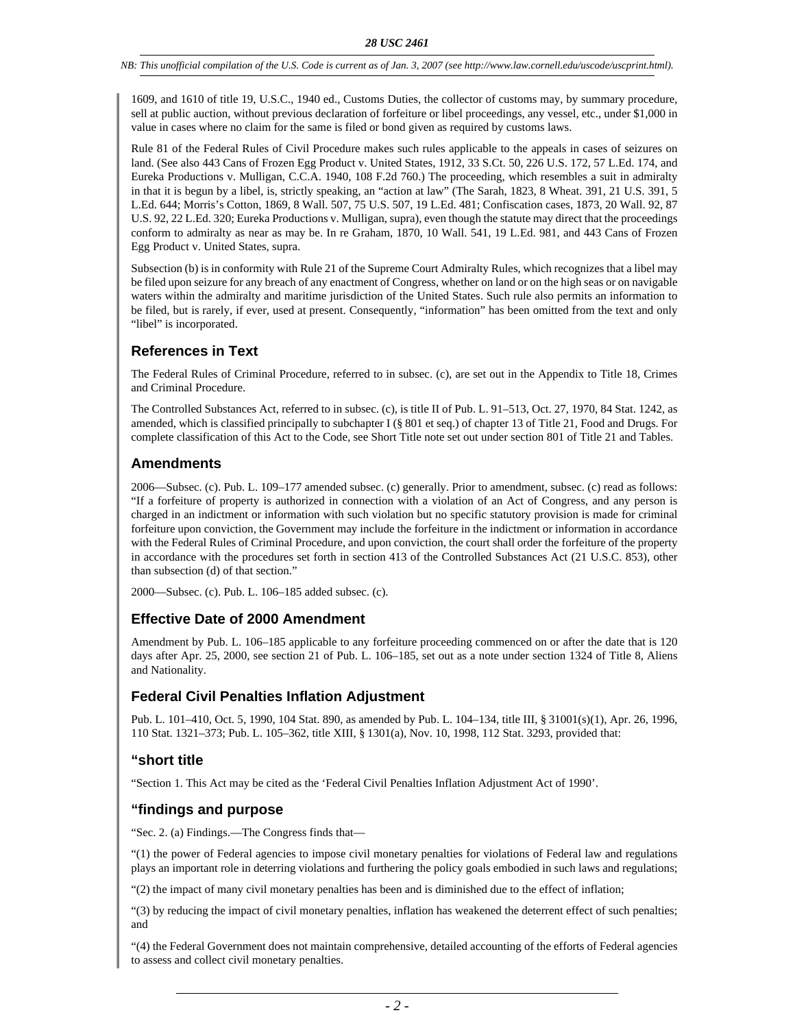1609, and 1610 of title 19, U.S.C., 1940 ed., Customs Duties, the collector of customs may, by summary procedure, sell at public auction, without previous declaration of forfeiture or libel proceedings, any vessel, etc., under $1,000 in value in cases where no claim for the same is filed or bond given as required by customs laws.

Rule 81 of the Federal Rules of Civil Procedure makes such rules applicable to the appeals in cases of seizures on land. (See also 443 Cans of Frozen Egg Product v. United States, 1912, 33 S.Ct. 50, 226 U.S. 172, 57 L.Ed. 174, and Eureka Productions v. Mulligan, C.C.A. 1940, 108 F.2d 760.) The proceeding, which resembles a suit in admiralty in that it is begun by a libel, is, strictly speaking, an "action at law" (The Sarah, 1823, 8 Wheat. 391, 21 U.S. 391, 5 L.Ed. 644; Morris's Cotton, 1869, 8 Wall. 507, 75 U.S. 507, 19 L.Ed. 481; Confiscation cases, 1873, 20 Wall. 92, 87 U.S. 92, 22 L.Ed. 320; Eureka Productions v. Mulligan, supra), even though the statute may direct that the proceedings conform to admiralty as near as may be. In re Graham, 1870, 10 Wall. 541, 19 L.Ed. 981, and 443 Cans of Frozen Egg Product v. United States, supra.

Subsection (b) is in conformity with Rule 21 of the Supreme Court Admiralty Rules, which recognizes that a libel may be filed upon seizure for any breach of any enactment of Congress, whether on land or on the high seas or on navigable waters within the admiralty and maritime jurisdiction of the United States. Such rule also permits an information to be filed, but is rarely, if ever, used at present. Consequently, "information" has been omitted from the text and only "libel" is incorporated.

## References in Text

The Federal Rules of Criminal Procedure, referred to in subsec. (c), are set out in the Appendix to Title 18, Crimes and Criminal Procedure.

The Controlled Substances Act, referred to in subsec. (c), is title II of Pub. L. 91–513, Oct. 27, 1970, 84 Stat. 1242, as amended, which is classified principally to subchapter I (§ 801 et seq.) of chapter 13 of Title 21, Food and Drugs. For complete classification of this Act to the Code, see Short Title note set out under section 801 of Title 21 and Tables.

## Amendments

2006—Subsec. (c). Pub. L. 109–177 amended subsec. (c) generally. Prior to amendment, subsec. (c) read as follows: "If a forfeiture of property is authorized in connection with a violation of an Act of Congress, and any person is charged in an indictment or information with such violation but no specific statutory provision is made for criminal forfeiture upon conviction, the Government may include the forfeiture in the indictment or information in accordance with the Federal Rules of Criminal Procedure, and upon conviction, the court shall order the forfeiture of the property in accordance with the procedures set forth in section 413 of the Controlled Substances Act (21 U.S.C. 853), other than subsection (d) of that section."

2000—Subsec. (c). Pub. L. 106–185 added subsec. (c).

## Effective Date of 2000 Amendment

Amendment by Pub. L. 106–185 applicable to any forfeiture proceeding commenced on or after the date that is 120 days after Apr. 25, 2000, see section 21 of Pub. L. 106–185, set out as a note under section 1324 of Title 8, Aliens and Nationality.

## Federal Civil Penalties Inflation Adjustment

Pub. L. 101–410, Oct. 5, 1990, 104 Stat. 890, as amended by Pub. L. 104–134, title III, § 31001(s)(1), Apr. 26, 1996, 110 Stat. 1321–373; Pub. L. 105–362, title XIII, § 1301(a), Nov. 10, 1998, 112 Stat. 3293, provided that:

## "short title

"Section 1. This Act may be cited as the 'Federal Civil Penalties Inflation Adjustment Act of 1990'.

## "findings and purpose

"Sec. 2. (a) Findings.—The Congress finds that—

"(1) the power of Federal agencies to impose civil monetary penalties for violations of Federal law and regulations plays an important role in deterring violations and furthering the policy goals embodied in such laws and regulations;

"(2) the impact of many civil monetary penalties has been and is diminished due to the effect of inflation;

"(3) by reducing the impact of civil monetary penalties, inflation has weakened the deterrent effect of such penalties; and

"(4) the Federal Government does not maintain comprehensive, detailed accounting of the efforts of Federal agencies to assess and collect civil monetary penalties.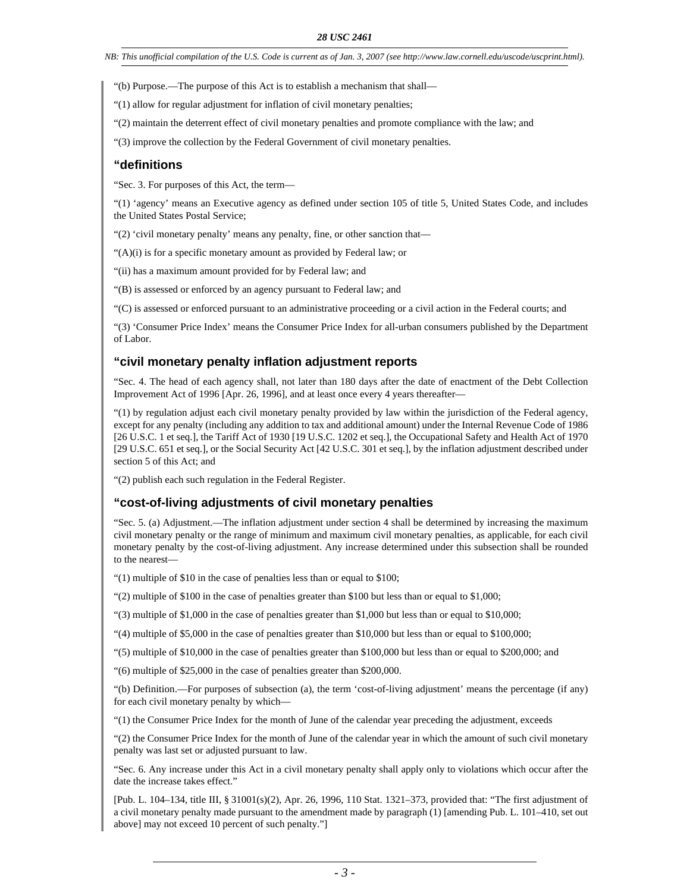"(b) Purpose.—The purpose of this Act is to establish a mechanism that shall—

"(1) allow for regular adjustment for inflation of civil monetary penalties;

"(2) maintain the deterrent effect of civil monetary penalties and promote compliance with the law; and

"(3) improve the collection by the Federal Government of civil monetary penalties.

### "definitions

"Sec. 3. For purposes of this Act, the term—

"(1) 'agency' means an Executive agency as defined under section 105 of title 5, United States Code, and includes the United States Postal Service;

"(2) 'civil monetary penalty' means any penalty, fine, or other sanction that—

"(A)(i) is for a specific monetary amount as provided by Federal law; or

"(ii) has a maximum amount provided for by Federal law; and

"(B) is assessed or enforced by an agency pursuant to Federal law; and

"(C) is assessed or enforced pursuant to an administrative proceeding or a civil action in the Federal courts; and

"(3) 'Consumer Price Index' means the Consumer Price Index for all-urban consumers published by the Department of Labor.

### "civil monetary penalty inflation adjustment reports

"Sec. 4. The head of each agency shall, not later than 180 days after the date of enactment of the Debt Collection Improvement Act of 1996 [Apr. 26, 1996], and at least once every 4 years thereafter—

"(1) by regulation adjust each civil monetary penalty provided by law within the jurisdiction of the Federal agency, except for any penalty (including any addition to tax and additional amount) under the Internal Revenue Code of 1986 [26 U.S.C. 1 et seq.], the Tariff Act of 1930 [19 U.S.C. 1202 et seq.], the Occupational Safety and Health Act of 1970 [29 U.S.C. 651 et seq.], or the Social Security Act [42 U.S.C. 301 et seq.], by the inflation adjustment described under section 5 of this Act; and

"(2) publish each such regulation in the Federal Register.

### "cost-of-living adjustments of civil monetary penalties

"Sec. 5. (a) Adjustment.—The inflation adjustment under section 4 shall be determined by increasing the maximum civil monetary penalty or the range of minimum and maximum civil monetary penalties, as applicable, for each civil monetary penalty by the cost-of-living adjustment. Any increase determined under this subsection shall be rounded to the nearest—

"(1) multiple of $10 in the case of penalties less than or equal to $100;

"(2) multiple of $100 in the case of penalties greater than $100 but less than or equal to $1,000;

"(3) multiple of $1,000 in the case of penalties greater than $1,000 but less than or equal to $10,000;

"(4) multiple of $5,000 in the case of penalties greater than $10,000 but less than or equal to $100,000;

"(5) multiple of $10,000 in the case of penalties greater than $100,000 but less than or equal to $200,000; and

"(6) multiple of $25,000 in the case of penalties greater than $200,000.

"(b) Definition.—For purposes of subsection (a), the term 'cost-of-living adjustment' means the percentage (if any) for each civil monetary penalty by which—

"(1) the Consumer Price Index for the month of June of the calendar year preceding the adjustment, exceeds

"(2) the Consumer Price Index for the month of June of the calendar year in which the amount of such civil monetary penalty was last set or adjusted pursuant to law.

"Sec. 6. Any increase under this Act in a civil monetary penalty shall apply only to violations which occur after the date the increase takes effect."

[Pub. L. 104–134, title III, § 31001(s)(2), Apr. 26, 1996, 110 Stat. 1321–373, provided that: "The first adjustment of a civil monetary penalty made pursuant to the amendment made by paragraph (1) [amending Pub. L. 101–410, set out above] may not exceed 10 percent of such penalty."]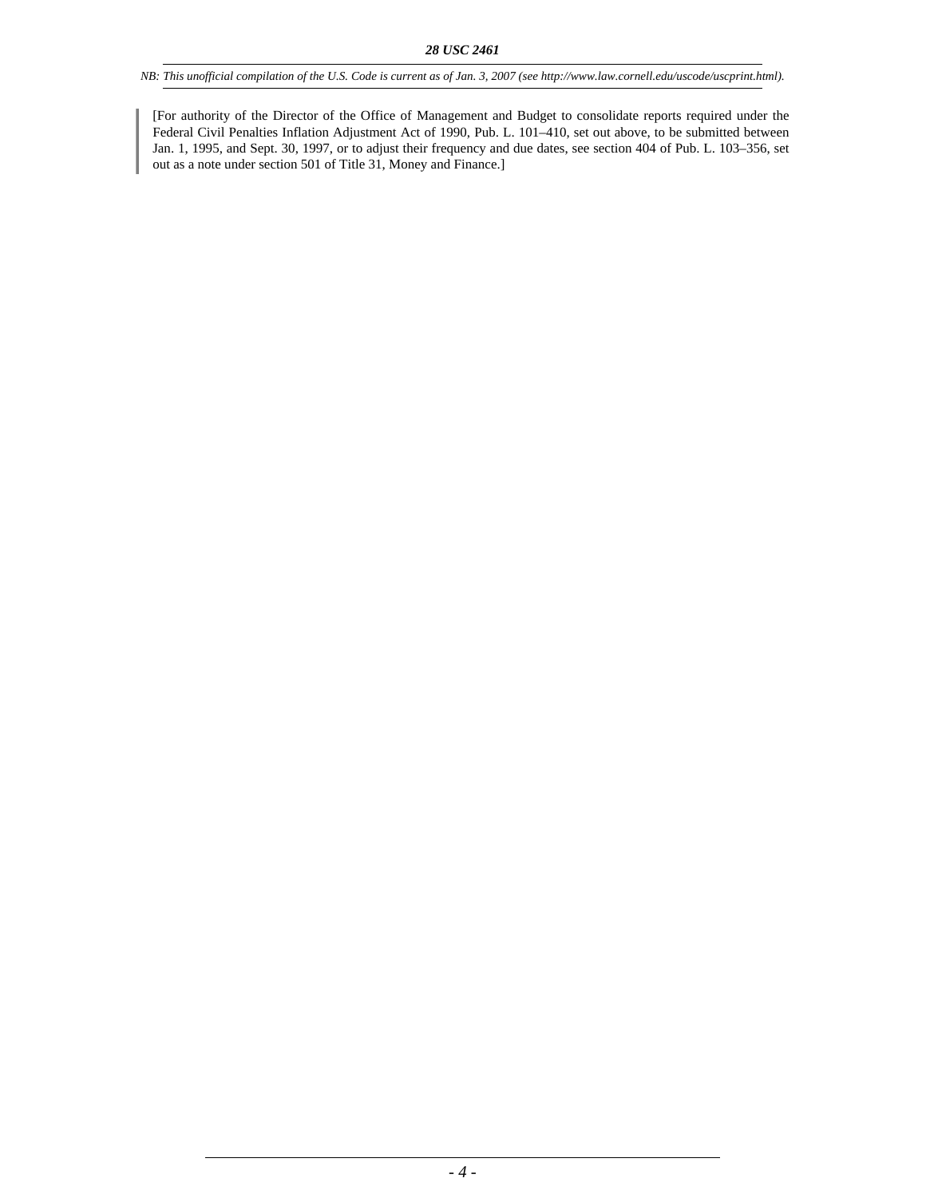[For authority of the Director of the Office of Management and Budget to consolidate reports required under the Federal Civil Penalties Inflation Adjustment Act of 1990, Pub. L. 101–410, set out above, to be submitted between Jan. 1, 1995, and Sept. 30, 1997, or to adjust their frequency and due dates, see section 404 of Pub. L. 103–356, set out as a note under section 501 of Title 31, Money and Finance.]